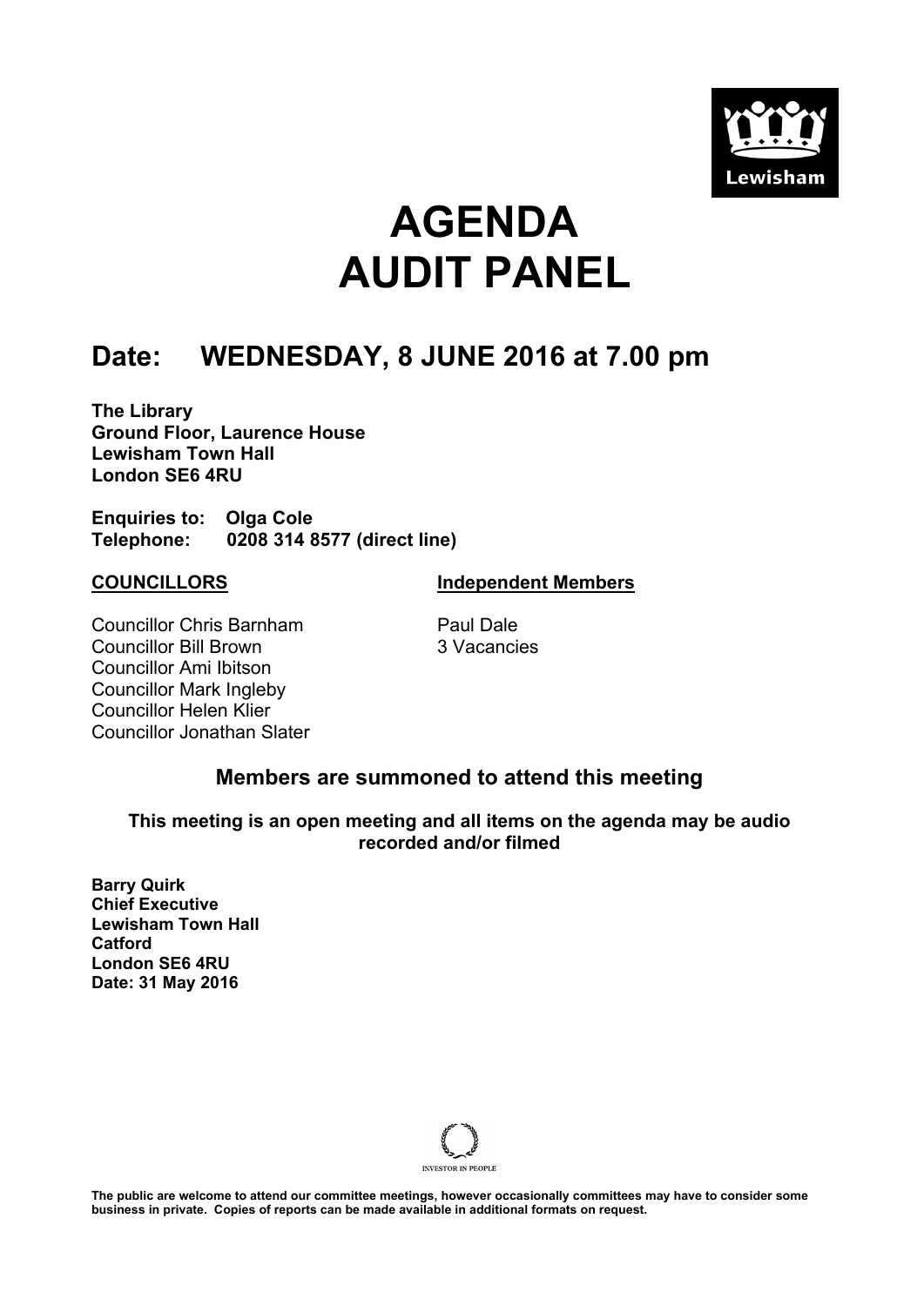# AGENDA
# AUDIT PANEL

## Date: WEDNESDAY, 8 JUNE 2016 at 7.00 pm

**The Library**
**Ground Floor, Laurence House**
**Lewisham Town Hall**
**London SE6 4RU**

**Enquiries to: Olga Cole**
**Telephone: 0208 314 8577 (direct line)**

**COUNCILLORS**

Councillor Chris Barnham
Councillor Bill Brown
Councillor Ami Ibitson
Councillor Mark Ingleby
Councillor Helen Klier
Councillor Jonathan Slater

**Independent Members**

Paul Dale
3 Vacancies

### Members are summoned to attend this meeting

**This meeting is an open meeting and all items on the agenda may be audio recorded and/or filmed**

**Barry Quirk**
**Chief Executive**
**Lewisham Town Hall**
**Catford**
**London SE6 4RU**
**Date: 31 May 2016**

**The public are welcome to attend our committee meetings, however occasionally committees may have to consider some business in private. Copies of reports can be made available in additional formats on request.**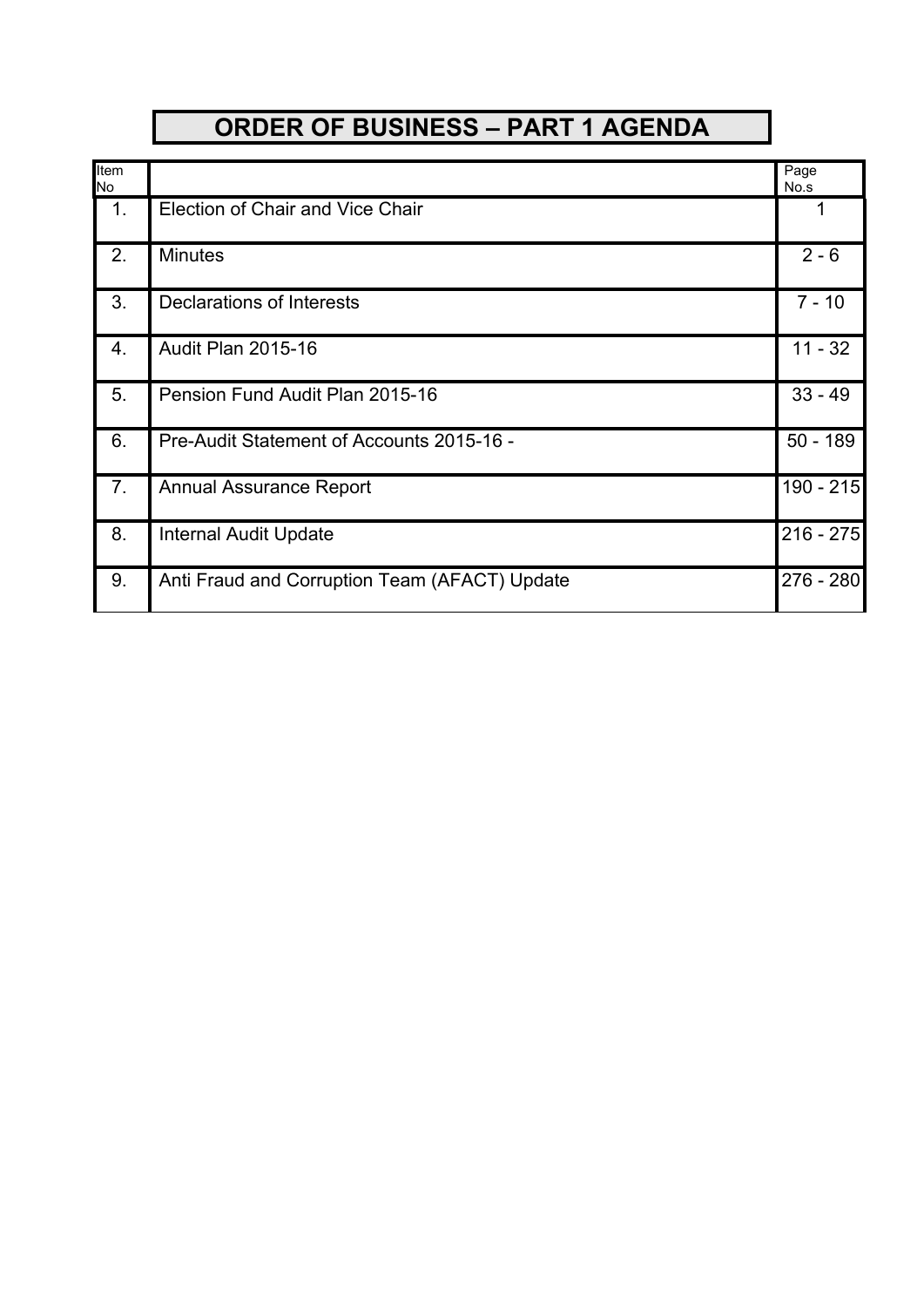# ORDER OF BUSINESS – PART 1 AGENDA

| Item No | | Page No.s |
|---|---|---|
| 1. | Election of Chair and Vice Chair | 1 |
| 2. | Minutes | 2 - 6 |
| 3. | Declarations of Interests | 7 - 10 |
| 4. | Audit Plan 2015-16 | 11 - 32 |
| 5. | Pension Fund Audit Plan 2015-16 | 33 - 49 |
| 6. | Pre-Audit Statement of Accounts 2015-16 - | 50 - 189 |
| 7. | Annual Assurance Report | 190 - 215 |
| 8. | Internal Audit Update | 216 - 275 |
| 9. | Anti Fraud and Corruption Team (AFACT) Update | 276 - 280 |